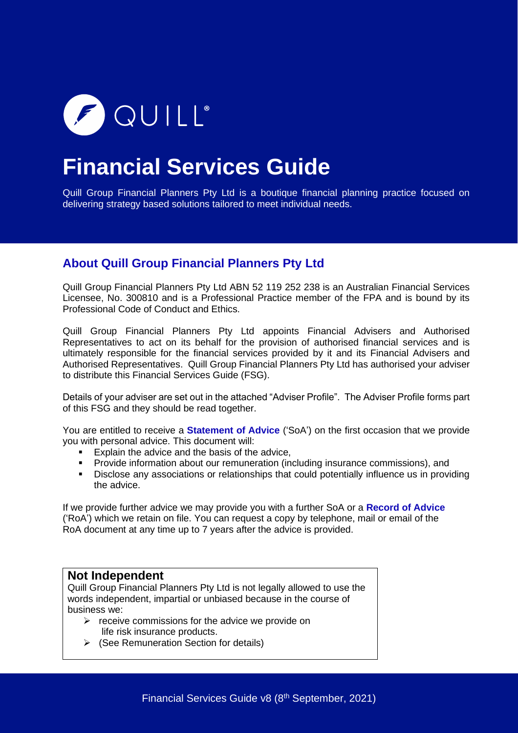QUILL®

# Financial Services Guide

Quill Group Financial Planners Pty Ltd is a boutique financial planning practice focused on delivering strategy based solutions tailored to meet individual needs.

## About Quill Group Financial Planners Pty Ltd

Quill Group Financial Planners Pty Ltd ABN 52 119 252 238 is an Australian Financial Services Licensee, No. 300810 and is a Professional Practice member of the FPA and is bound by its Professional Code of Conduct and Ethics.

Quill Group Financial Planners Pty Ltd appoints Financial Advisers and Authorised Representatives to act on its behalf for the provision of authorised financial services and is ultimately responsible for the financial services provided by it and its Financial Advisers and Authorised Representatives. Quill Group Financial Planners Pty Ltd has authorised your adviser to distribute this Financial Services Guide (FSG).

Details of your adviser are set out in the attached "Adviser Profile". The Adviser Profile forms part of this FSG and they should be read together.

You are entitled to receive a **Statement of Advice** ('SoA') on the first occasion that we provide you with personal advice. This document will:

- Explain the advice and the basis of the advice,
- Provide information about our remuneration (including insurance commissions), and
- Disclose any associations or relationships that could potentially influence us in providing the advice.

If we provide further advice we may provide you with a further SoA or a **Record of Advice** ('RoA') which we retain on file. You can request a copy by telephone, mail or email of the RoA document at any time up to 7 years after the advice is provided.

### Not Independent

Quill Group Financial Planners Pty Ltd is not legally allowed to use the words independent, impartial or unbiased because in the course of business we:

- receive commissions for the advice we provide on life risk insurance products.
- (See Remuneration Section for details)

Financial Services Guide v8 (8th September, 2021)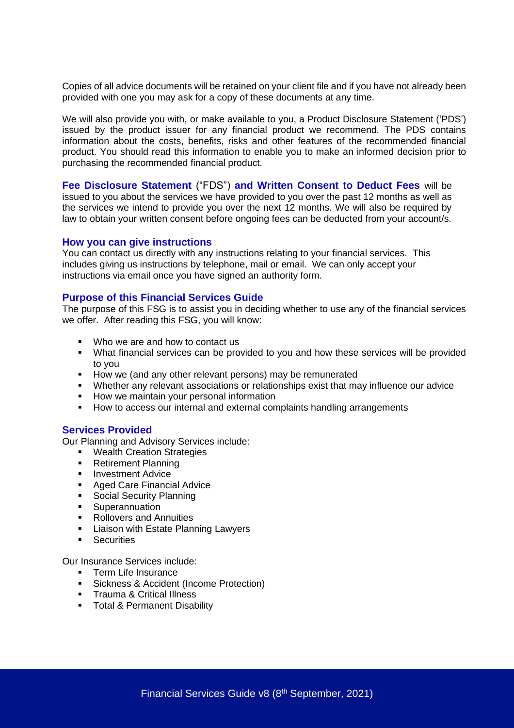Copies of all advice documents will be retained on your client file and if you have not already been provided with one you may ask for a copy of these documents at any time.

We will also provide you with, or make available to you, a Product Disclosure Statement ('PDS') issued by the product issuer for any financial product we recommend. The PDS contains information about the costs, benefits, risks and other features of the recommended financial product. You should read this information to enable you to make an informed decision prior to purchasing the recommended financial product.

**Fee Disclosure Statement** ("FDS") **and Written Consent to Deduct Fees** will be issued to you about the services we have provided to you over the past 12 months as well as the services we intend to provide you over the next 12 months. We will also be required by law to obtain your written consent before ongoing fees can be deducted from your account/s.

### How you can give instructions

You can contact us directly with any instructions relating to your financial services. This includes giving us instructions by telephone, mail or email. We can only accept your instructions via email once you have signed an authority form.

### Purpose of this Financial Services Guide

The purpose of this FSG is to assist you in deciding whether to use any of the financial services we offer. After reading this FSG, you will know:

- Who we are and how to contact us
- What financial services can be provided to you and how these services will be provided to you
- How we (and any other relevant persons) may be remunerated
- Whether any relevant associations or relationships exist that may influence our advice
- How we maintain your personal information
- How to access our internal and external complaints handling arrangements

### Services Provided

Our Planning and Advisory Services include:

- Wealth Creation Strategies
- Retirement Planning
- Investment Advice
- Aged Care Financial Advice
- Social Security Planning
- Superannuation
- Rollovers and Annuities
- Liaison with Estate Planning Lawyers
- Securities

Our Insurance Services include:

- Term Life Insurance
- Sickness & Accident (Income Protection)
- Trauma & Critical Illness
- Total & Permanent Disability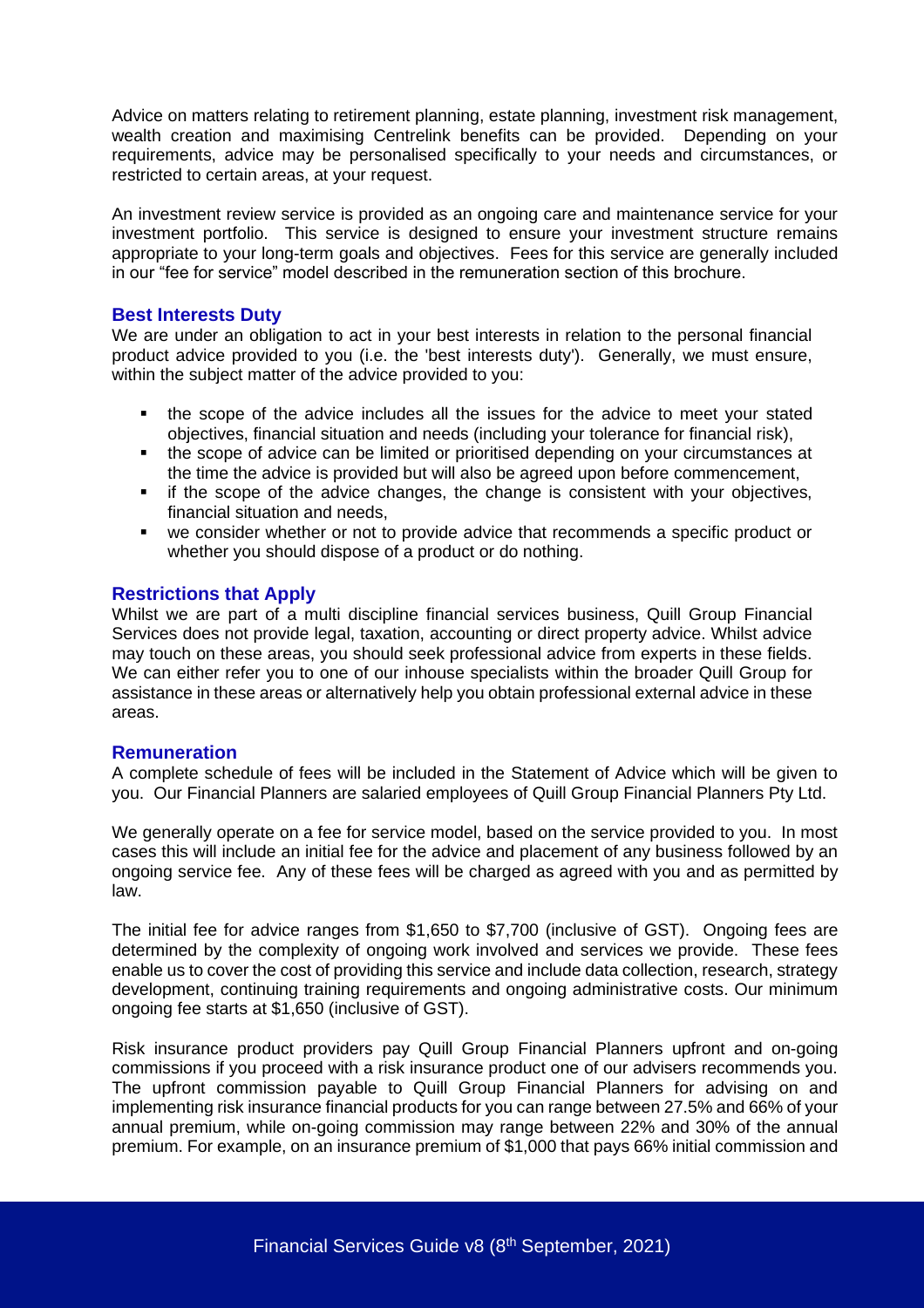Advice on matters relating to retirement planning, estate planning, investment risk management, wealth creation and maximising Centrelink benefits can be provided. Depending on your requirements, advice may be personalised specifically to your needs and circumstances, or restricted to certain areas, at your request.

An investment review service is provided as an ongoing care and maintenance service for your investment portfolio. This service is designed to ensure your investment structure remains appropriate to your long-term goals and objectives. Fees for this service are generally included in our "fee for service" model described in the remuneration section of this brochure.

## Best Interests Duty

We are under an obligation to act in your best interests in relation to the personal financial product advice provided to you (i.e. the 'best interests duty'). Generally, we must ensure, within the subject matter of the advice provided to you:

- the scope of the advice includes all the issues for the advice to meet your stated objectives, financial situation and needs (including your tolerance for financial risk),
- the scope of advice can be limited or prioritised depending on your circumstances at the time the advice is provided but will also be agreed upon before commencement,
- if the scope of the advice changes, the change is consistent with your objectives, financial situation and needs,
- we consider whether or not to provide advice that recommends a specific product or whether you should dispose of a product or do nothing.

## Restrictions that Apply

Whilst we are part of a multi discipline financial services business, Quill Group Financial Services does not provide legal, taxation, accounting or direct property advice. Whilst advice may touch on these areas, you should seek professional advice from experts in these fields. We can either refer you to one of our inhouse specialists within the broader Quill Group for assistance in these areas or alternatively help you obtain professional external advice in these areas.

## Remuneration

A complete schedule of fees will be included in the Statement of Advice which will be given to you. Our Financial Planners are salaried employees of Quill Group Financial Planners Pty Ltd.

We generally operate on a fee for service model, based on the service provided to you. In most cases this will include an initial fee for the advice and placement of any business followed by an ongoing service fee. Any of these fees will be charged as agreed with you and as permitted by law.

The initial fee for advice ranges from $1,650 to $7,700 (inclusive of GST). Ongoing fees are determined by the complexity of ongoing work involved and services we provide. These fees enable us to cover the cost of providing this service and include data collection, research, strategy development, continuing training requirements and ongoing administrative costs. Our minimum ongoing fee starts at $1,650 (inclusive of GST).

Risk insurance product providers pay Quill Group Financial Planners upfront and on-going commissions if you proceed with a risk insurance product one of our advisers recommends you. The upfront commission payable to Quill Group Financial Planners for advising on and implementing risk insurance financial products for you can range between 27.5% and 66% of your annual premium, while on-going commission may range between 22% and 30% of the annual premium. For example, on an insurance premium of $1,000 that pays 66% initial commission and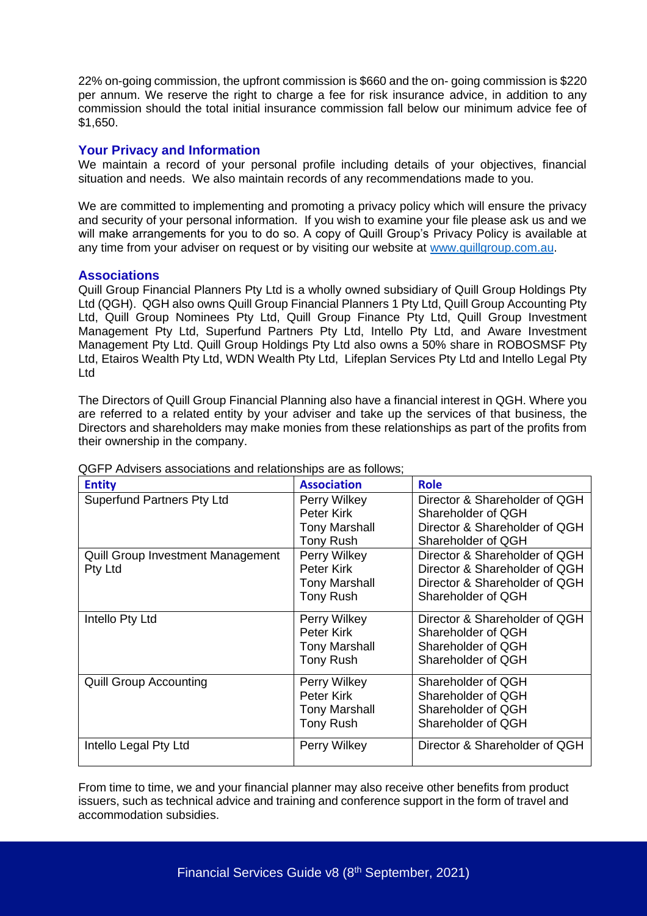22% on-going commission, the upfront commission is $660 and the on- going commission is $220 per annum. We reserve the right to charge a fee for risk insurance advice, in addition to any commission should the total initial insurance commission fall below our minimum advice fee of $1,650.

## Your Privacy and Information

We maintain a record of your personal profile including details of your objectives, financial situation and needs. We also maintain records of any recommendations made to you.

We are committed to implementing and promoting a privacy policy which will ensure the privacy and security of your personal information. If you wish to examine your file please ask us and we will make arrangements for you to do so. A copy of Quill Group's Privacy Policy is available at any time from your adviser on request or by visiting our website at [www.quillgroup.com.au](http://www.quillgroup.com.au).

## Associations

Quill Group Financial Planners Pty Ltd is a wholly owned subsidiary of Quill Group Holdings Pty Ltd (QGH). QGH also owns Quill Group Financial Planners 1 Pty Ltd, Quill Group Accounting Pty Ltd, Quill Group Nominees Pty Ltd, Quill Group Finance Pty Ltd, Quill Group Investment Management Pty Ltd, Superfund Partners Pty Ltd, Intello Pty Ltd, and Aware Investment Management Pty Ltd. Quill Group Holdings Pty Ltd also owns a 50% share in ROBOSMSF Pty Ltd, Etairos Wealth Pty Ltd, WDN Wealth Pty Ltd, Lifeplan Services Pty Ltd and Intello Legal Pty Ltd

The Directors of Quill Group Financial Planning also have a financial interest in QGH. Where you are referred to a related entity by your adviser and take up the services of that business, the Directors and shareholders may make monies from these relationships as part of the profits from their ownership in the company.

QGFP Advisers associations and relationships are as follows;

| Entity | Association | Role |
|---|---|---|
| Superfund Partners Pty Ltd | Perry Wilkey<br>Peter Kirk<br>Tony Marshall<br>Tony Rush | Director & Shareholder of QGH<br>Shareholder of QGH<br>Director & Shareholder of QGH<br>Shareholder of QGH |
| Quill Group Investment Management Pty Ltd | Perry Wilkey<br>Peter Kirk<br>Tony Marshall<br>Tony Rush | Director & Shareholder of QGH<br>Director & Shareholder of QGH<br>Director & Shareholder of QGH<br>Shareholder of QGH |
| Intello Pty Ltd | Perry Wilkey<br>Peter Kirk<br>Tony Marshall<br>Tony Rush | Director & Shareholder of QGH<br>Shareholder of QGH<br>Shareholder of QGH<br>Shareholder of QGH |
| Quill Group Accounting | Perry Wilkey<br>Peter Kirk<br>Tony Marshall<br>Tony Rush | Shareholder of QGH<br>Shareholder of QGH<br>Shareholder of QGH<br>Shareholder of QGH |
| Intello Legal Pty Ltd | Perry Wilkey | Director & Shareholder of QGH |

From time to time, we and your financial planner may also receive other benefits from product issuers, such as technical advice and training and conference support in the form of travel and accommodation subsidies.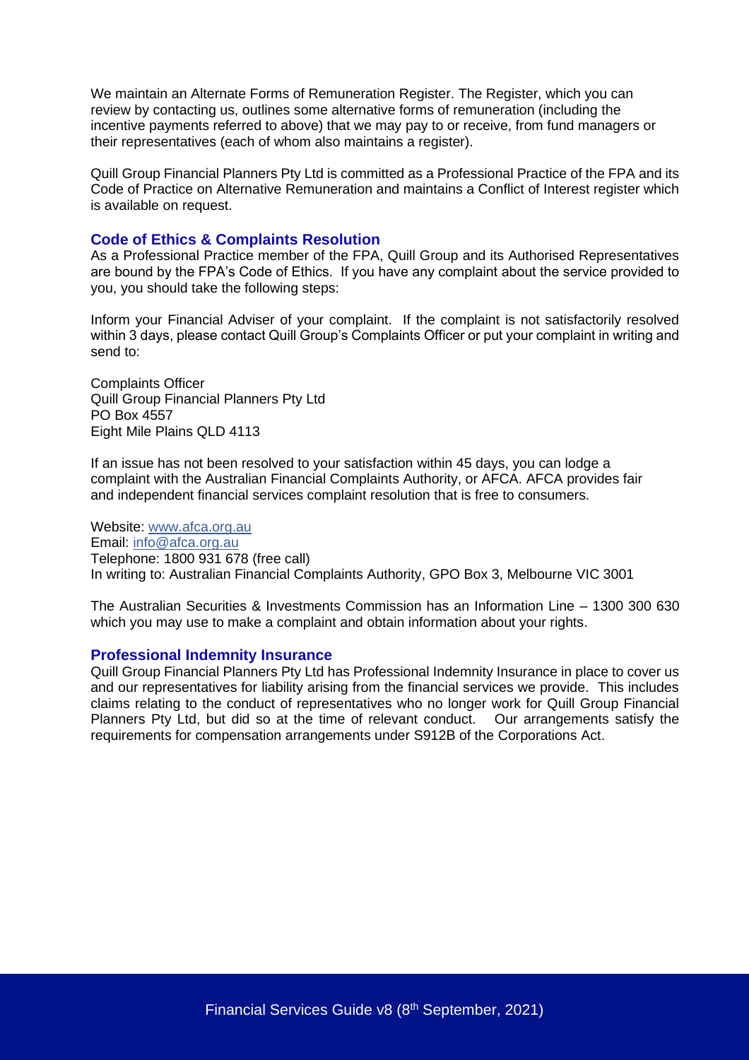We maintain an Alternate Forms of Remuneration Register. The Register, which you can review by contacting us, outlines some alternative forms of remuneration (including the incentive payments referred to above) that we may pay to or receive, from fund managers or their representatives (each of whom also maintains a register).

Quill Group Financial Planners Pty Ltd is committed as a Professional Practice of the FPA and its Code of Practice on Alternative Remuneration and maintains a Conflict of Interest register which is available on request.

## Code of Ethics & Complaints Resolution

As a Professional Practice member of the FPA, Quill Group and its Authorised Representatives are bound by the FPA's Code of Ethics. If you have any complaint about the service provided to you, you should take the following steps:

Inform your Financial Adviser of your complaint. If the complaint is not satisfactorily resolved within 3 days, please contact Quill Group's Complaints Officer or put your complaint in writing and send to:

Complaints Officer
Quill Group Financial Planners Pty Ltd
PO Box 4557
Eight Mile Plains QLD 4113

If an issue has not been resolved to your satisfaction within 45 days, you can lodge a complaint with the Australian Financial Complaints Authority, or AFCA. AFCA provides fair and independent financial services complaint resolution that is free to consumers.

Website: [www.afca.org.au](http://www.afca.org.au)
Email: [info@afca.org.au](mailto:info@afca.org.au)
Telephone: 1800 931 678 (free call)
In writing to: Australian Financial Complaints Authority, GPO Box 3, Melbourne VIC 3001

The Australian Securities & Investments Commission has an Information Line – 1300 300 630 which you may use to make a complaint and obtain information about your rights.

## Professional Indemnity Insurance

Quill Group Financial Planners Pty Ltd has Professional Indemnity Insurance in place to cover us and our representatives for liability arising from the financial services we provide. This includes claims relating to the conduct of representatives who no longer work for Quill Group Financial Planners Pty Ltd, but did so at the time of relevant conduct. Our arrangements satisfy the requirements for compensation arrangements under S912B of the Corporations Act.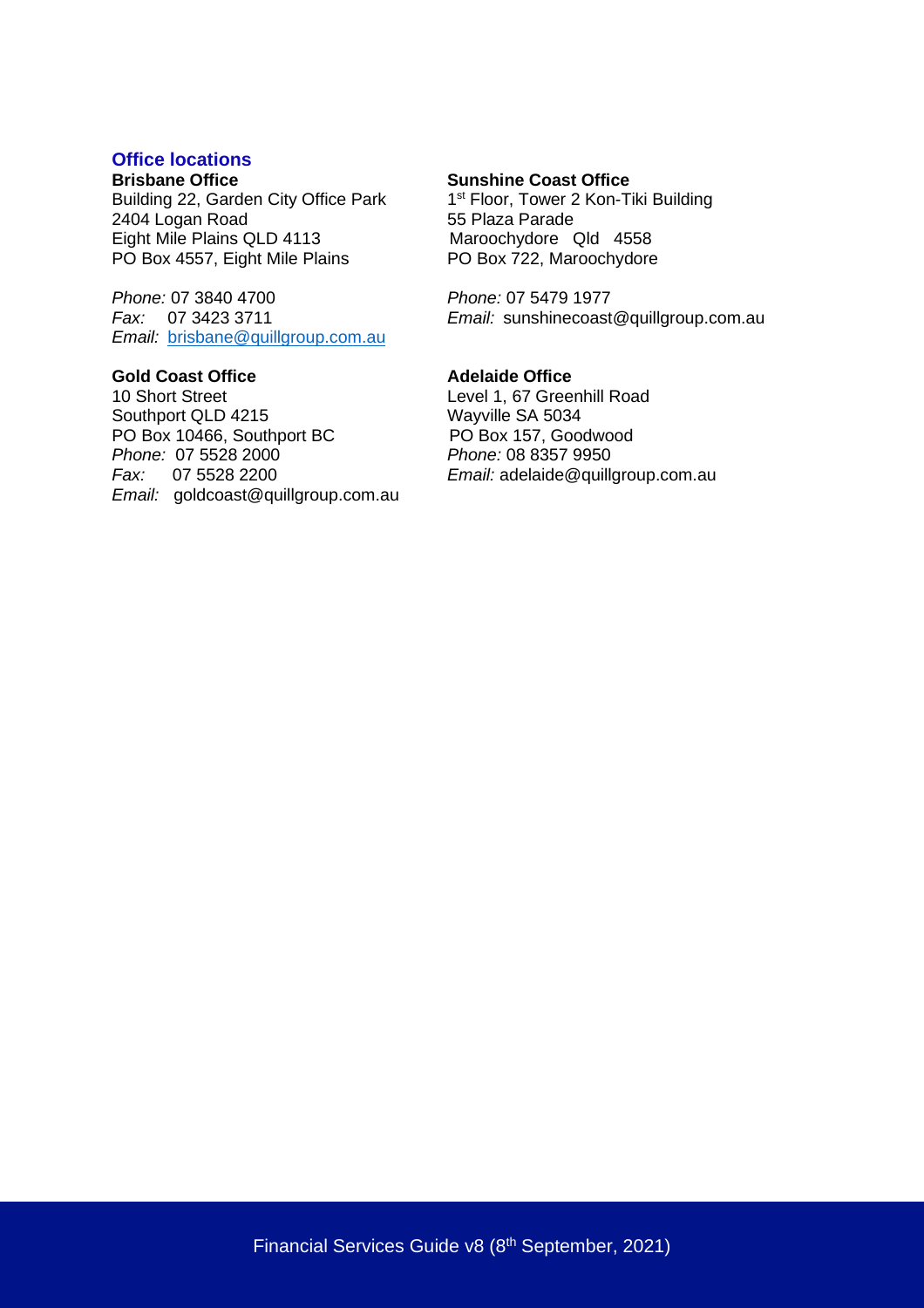## Office locations

**Brisbane Office**
Building 22, Garden City Office Park
2404 Logan Road
Eight Mile Plains QLD 4113
PO Box 4557, Eight Mile Plains

*Phone:* 07 3840 4700
*Fax:* 07 3423 3711
*Email:* brisbane@quillgroup.com.au

**Gold Coast Office**
10 Short Street
Southport QLD 4215
PO Box 10466, Southport BC
*Phone:* 07 5528 2000
*Fax:* 07 5528 2200
*Email:* goldcoast@quillgroup.com.au

**Sunshine Coast Office**
1st Floor, Tower 2 Kon-Tiki Building
55 Plaza Parade
Maroochydore Qld 4558
PO Box 722, Maroochydore

*Phone:* 07 5479 1977
*Email:* sunshinecoast@quillgroup.com.au

**Adelaide Office**
Level 1, 67 Greenhill Road
Wayville SA 5034
PO Box 157, Goodwood
*Phone:* 08 8357 9950
*Email:* adelaide@quillgroup.com.au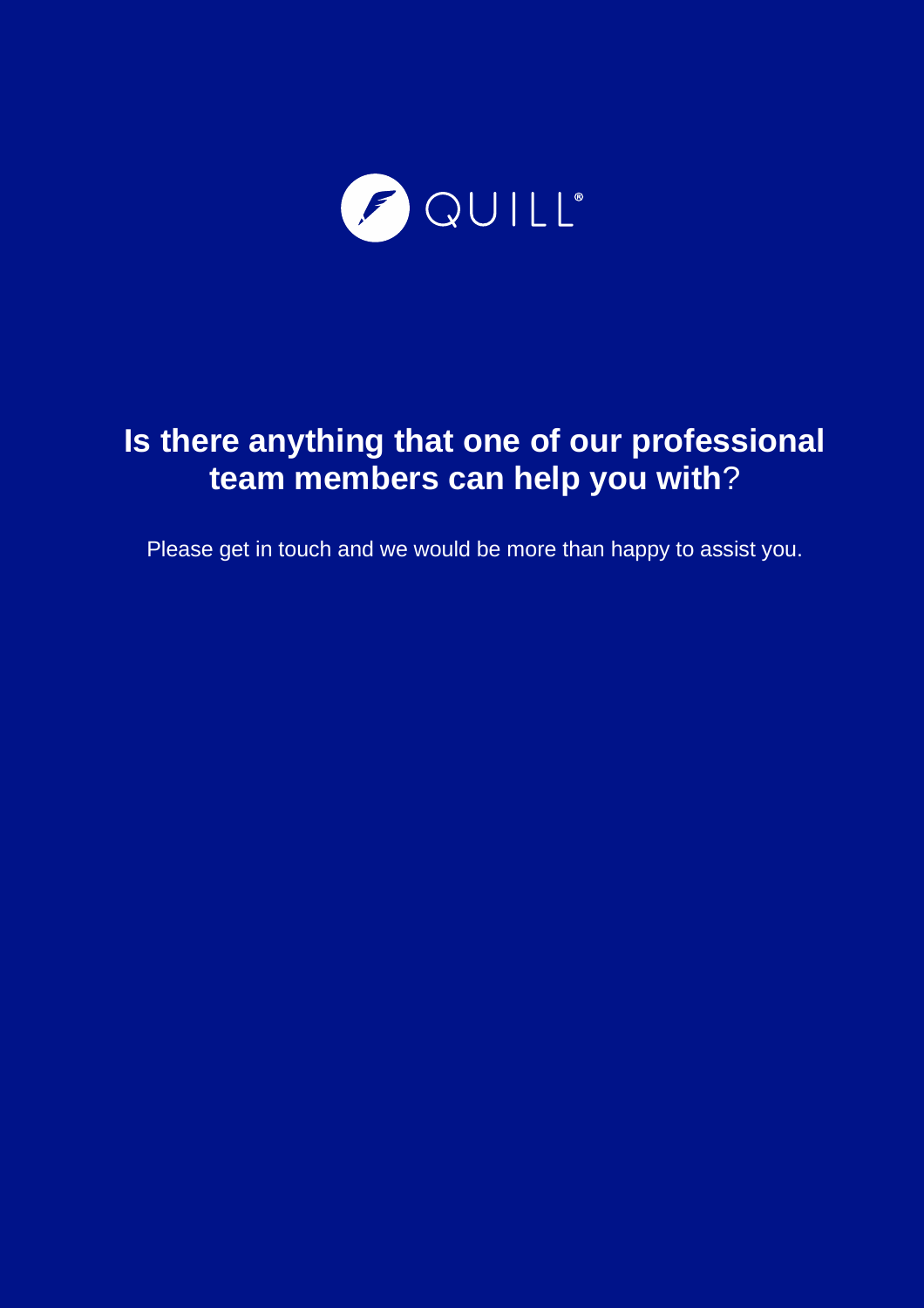QUILL®

## **Is there anything that one of our professional team members can help you with**?

Please get in touch and we would be more than happy to assist you.